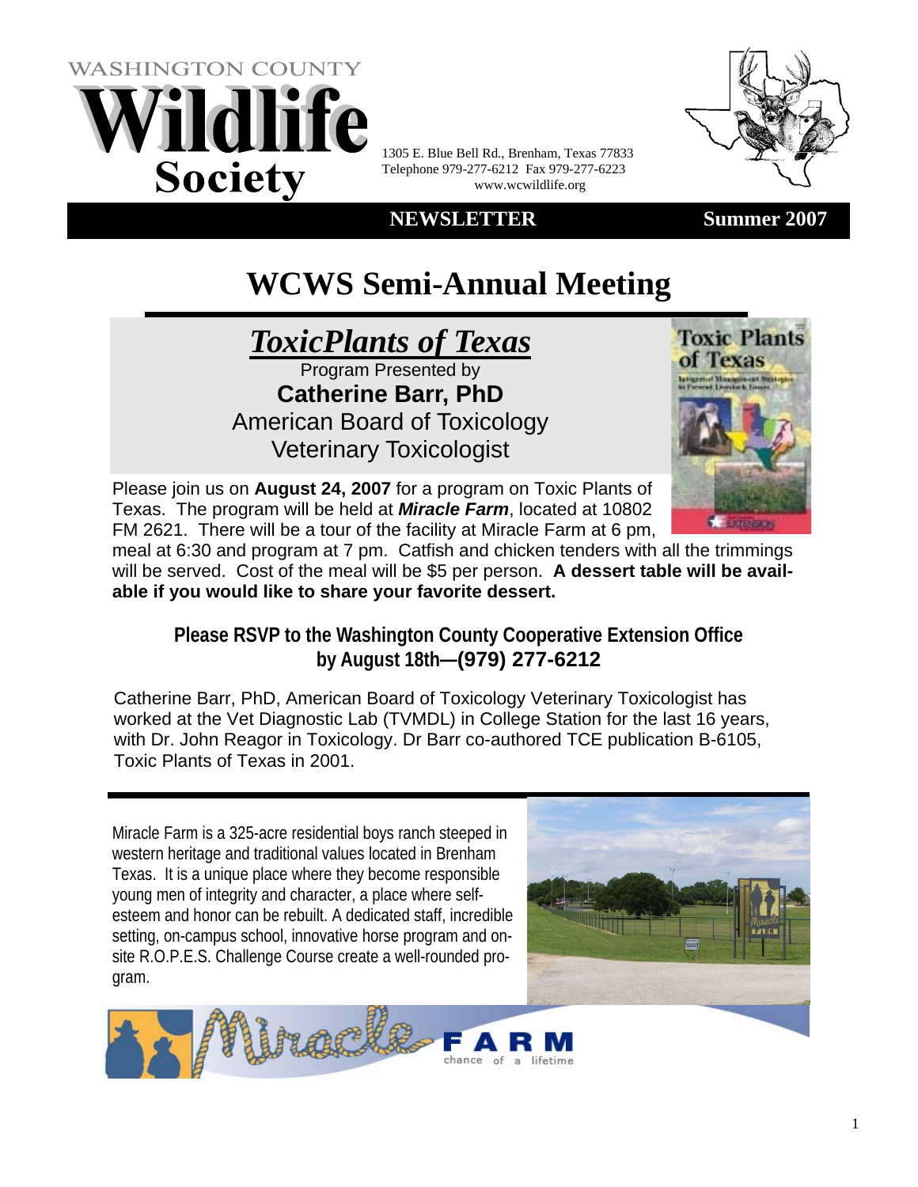WASHINGTON COUNTY

# Wildlife Society

1305 E. Blue Bell Rd., Brenham, Texas 77833
Telephone 979-277-6212 Fax 979-277-6223
www.wcwildlife.org

**NEWSLETTER** **Summer 2007**

# WCWS Semi-Annual Meeting

## ***ToxicPlants of Texas***

Program Presented by
**Catherine Barr, PhD**
American Board of Toxicology
Veterinary Toxicologist

Please join us on **August 24, 2007** for a program on Toxic Plants of Texas. The program will be held at ***Miracle Farm***, located at 10802 FM 2621. There will be a tour of the facility at Miracle Farm at 6 pm, meal at 6:30 and program at 7 pm. Catfish and chicken tenders with all the trimmings will be served. Cost of the meal will be $5 per person. **A dessert table will be available if you would like to share your favorite dessert.**

**Please RSVP to the Washington County Cooperative Extension Office by August 18th—(979) 277-6212**

Catherine Barr, PhD, American Board of Toxicology Veterinary Toxicologist has worked at the Vet Diagnostic Lab (TVMDL) in College Station for the last 16 years, with Dr. John Reagor in Toxicology. Dr Barr co-authored TCE publication B-6105, Toxic Plants of Texas in 2001.

Miracle Farm is a 325-acre residential boys ranch steeped in western heritage and traditional values located in Brenham Texas. It is a unique place where they become responsible young men of integrity and character, a place where self-esteem and honor can be rebuilt. A dedicated staff, incredible setting, on-campus school, innovative horse program and on-site R.O.P.E.S. Challenge Course create a well-rounded program.

Miracle FARM
chance of a lifetime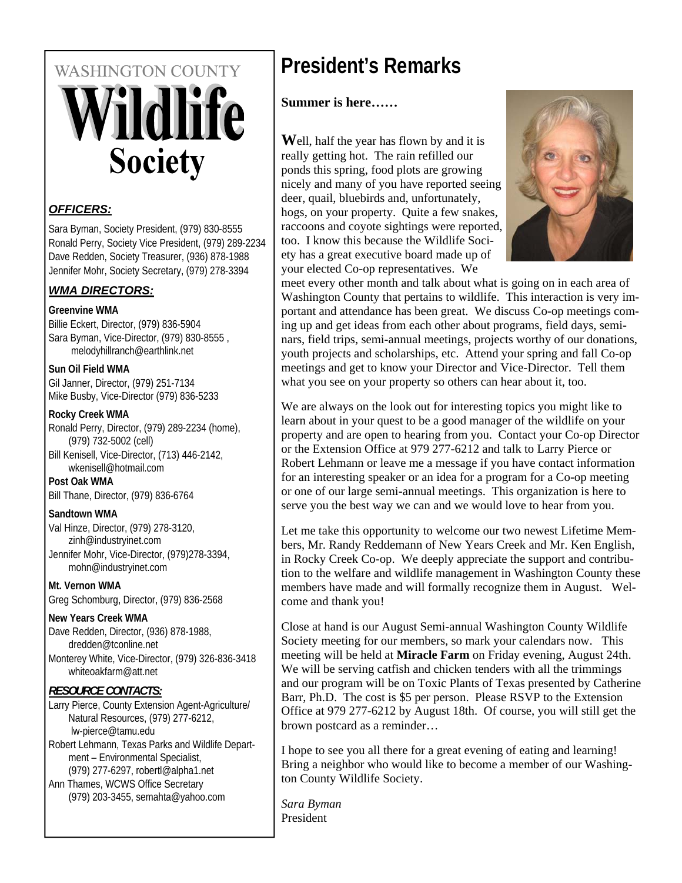# WASHINGTON COUNTY Wildlife Society

***OFFICERS:***

Sara Byman, Society President, (979) 830-8555
Ronald Perry, Society Vice President, (979) 289-2234
Dave Redden, Society Treasurer, (936) 878-1988
Jennifer Mohr, Society Secretary, (979) 278-3394

***WMA DIRECTORS:***

**Greenvine WMA**
Billie Eckert, Director, (979) 836-5904
Sara Byman, Vice-Director, (979) 830-8555 , melodyhillranch@earthlink.net

**Sun Oil Field WMA**
Gil Janner, Director, (979) 251-7134
Mike Busby, Vice-Director (979) 836-5233

**Rocky Creek WMA**
Ronald Perry, Director, (979) 289-2234 (home), (979) 732-5002 (cell)
Bill Kenisell, Vice-Director, (713) 446-2142, wkenisell@hotmail.com

**Post Oak WMA**
Bill Thane, Director, (979) 836-6764

**Sandtown WMA**
Val Hinze, Director, (979) 278-3120, zinh@industryinet.com
Jennifer Mohr, Vice-Director, (979)278-3394, mohn@industryinet.com

**Mt. Vernon WMA**
Greg Schomburg, Director, (979) 836-2568

**New Years Creek WMA**
Dave Redden, Director, (936) 878-1988, dredden@tconline.net
Monterey White, Vice-Director, (979) 326-836-3418 whiteoakfarm@att.net

***RESOURCE CONTACTS:***

Larry Pierce, County Extension Agent-Agriculture/ Natural Resources, (979) 277-6212, lw-pierce@tamu.edu
Robert Lehmann, Texas Parks and Wildlife Department – Environmental Specialist, (979) 277-6297, robertl@alpha1.net
Ann Thames, WCWS Office Secretary (979) 203-3455, semahta@yahoo.com

# President's Remarks

**Summer is here……**

**W**ell, half the year has flown by and it is really getting hot. The rain refilled our ponds this spring, food plots are growing nicely and many of you have reported seeing deer, quail, bluebirds and, unfortunately, hogs, on your property. Quite a few snakes, raccoons and coyote sightings were reported, too. I know this because the Wildlife Society has a great executive board made up of your elected Co-op representatives. We meet every other month and talk about what is going on in each area of Washington County that pertains to wildlife. This interaction is very important and attendance has been great. We discuss Co-op meetings coming up and get ideas from each other about programs, field days, seminars, field trips, semi-annual meetings, projects worthy of our donations, youth projects and scholarships, etc. Attend your spring and fall Co-op meetings and get to know your Director and Vice-Director. Tell them what you see on your property so others can hear about it, too.

We are always on the look out for interesting topics you might like to learn about in your quest to be a good manager of the wildlife on your property and are open to hearing from you. Contact your Co-op Director or the Extension Office at 979 277-6212 and talk to Larry Pierce or Robert Lehmann or leave me a message if you have contact information for an interesting speaker or an idea for a program for a Co-op meeting or one of our large semi-annual meetings. This organization is here to serve you the best way we can and we would love to hear from you.

Let me take this opportunity to welcome our two newest Lifetime Members, Mr. Randy Reddemann of New Years Creek and Mr. Ken English, in Rocky Creek Co-op. We deeply appreciate the support and contribution to the welfare and wildlife management in Washington County these members have made and will formally recognize them in August. Welcome and thank you!

Close at hand is our August Semi-annual Washington County Wildlife Society meeting for our members, so mark your calendars now. This meeting will be held at **Miracle Farm** on Friday evening, August 24th. We will be serving catfish and chicken tenders with all the trimmings and our program will be on Toxic Plants of Texas presented by Catherine Barr, Ph.D. The cost is $5 per person. Please RSVP to the Extension Office at 979 277-6212 by August 18th. Of course, you will still get the brown postcard as a reminder…

I hope to see you all there for a great evening of eating and learning! Bring a neighbor who would like to become a member of our Washington County Wildlife Society.

*Sara Byman*
President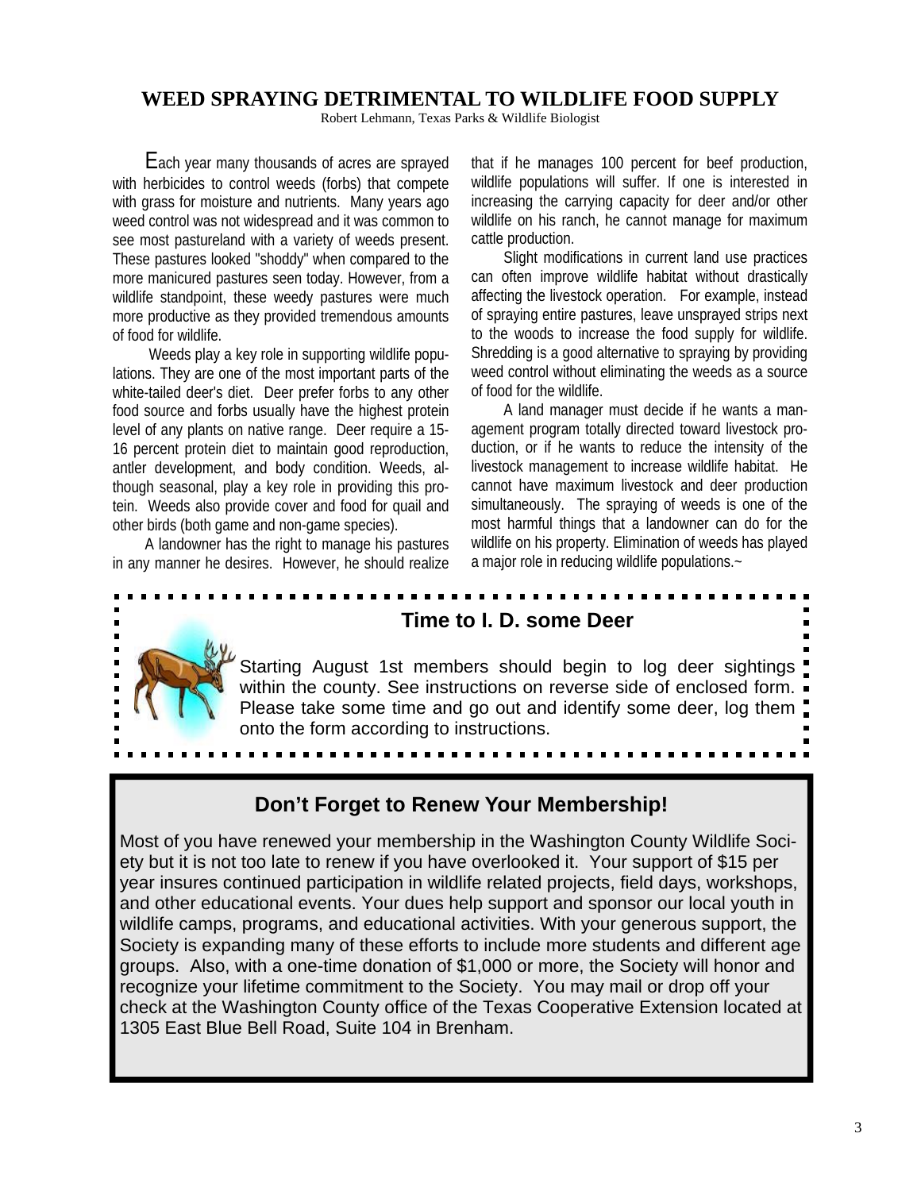## WEED SPRAYING DETRIMENTAL TO WILDLIFE FOOD SUPPLY

Robert Lehmann, Texas Parks & Wildlife Biologist

Each year many thousands of acres are sprayed with herbicides to control weeds (forbs) that compete with grass for moisture and nutrients. Many years ago weed control was not widespread and it was common to see most pastureland with a variety of weeds present. These pastures looked "shoddy" when compared to the more manicured pastures seen today. However, from a wildlife standpoint, these weedy pastures were much more productive as they provided tremendous amounts of food for wildlife.

Weeds play a key role in supporting wildlife populations. They are one of the most important parts of the white-tailed deer's diet. Deer prefer forbs to any other food source and forbs usually have the highest protein level of any plants on native range. Deer require a 15-16 percent protein diet to maintain good reproduction, antler development, and body condition. Weeds, although seasonal, play a key role in providing this protein. Weeds also provide cover and food for quail and other birds (both game and non-game species).

A landowner has the right to manage his pastures in any manner he desires. However, he should realize that if he manages 100 percent for beef production, wildlife populations will suffer. If one is interested in increasing the carrying capacity for deer and/or other wildlife on his ranch, he cannot manage for maximum cattle production.

Slight modifications in current land use practices can often improve wildlife habitat without drastically affecting the livestock operation. For example, instead of spraying entire pastures, leave unsprayed strips next to the woods to increase the food supply for wildlife. Shredding is a good alternative to spraying by providing weed control without eliminating the weeds as a source of food for the wildlife.

A land manager must decide if he wants a management program totally directed toward livestock production, or if he wants to reduce the intensity of the livestock management to increase wildlife habitat. He cannot have maximum livestock and deer production simultaneously. The spraying of weeds is one of the most harmful things that a landowner can do for the wildlife on his property. Elimination of weeds has played a major role in reducing wildlife populations.~

### Time to I. D. some Deer

Starting August 1st members should begin to log deer sightings within the county. See instructions on reverse side of enclosed form. Please take some time and go out and identify some deer, log them onto the form according to instructions.

### Don't Forget to Renew Your Membership!

Most of you have renewed your membership in the Washington County Wildlife Society but it is not too late to renew if you have overlooked it. Your support of $15 per year insures continued participation in wildlife related projects, field days, workshops, and other educational events. Your dues help support and sponsor our local youth in wildlife camps, programs, and educational activities. With your generous support, the Society is expanding many of these efforts to include more students and different age groups. Also, with a one-time donation of $1,000 or more, the Society will honor and recognize your lifetime commitment to the Society. You may mail or drop off your check at the Washington County office of the Texas Cooperative Extension located at 1305 East Blue Bell Road, Suite 104 in Brenham.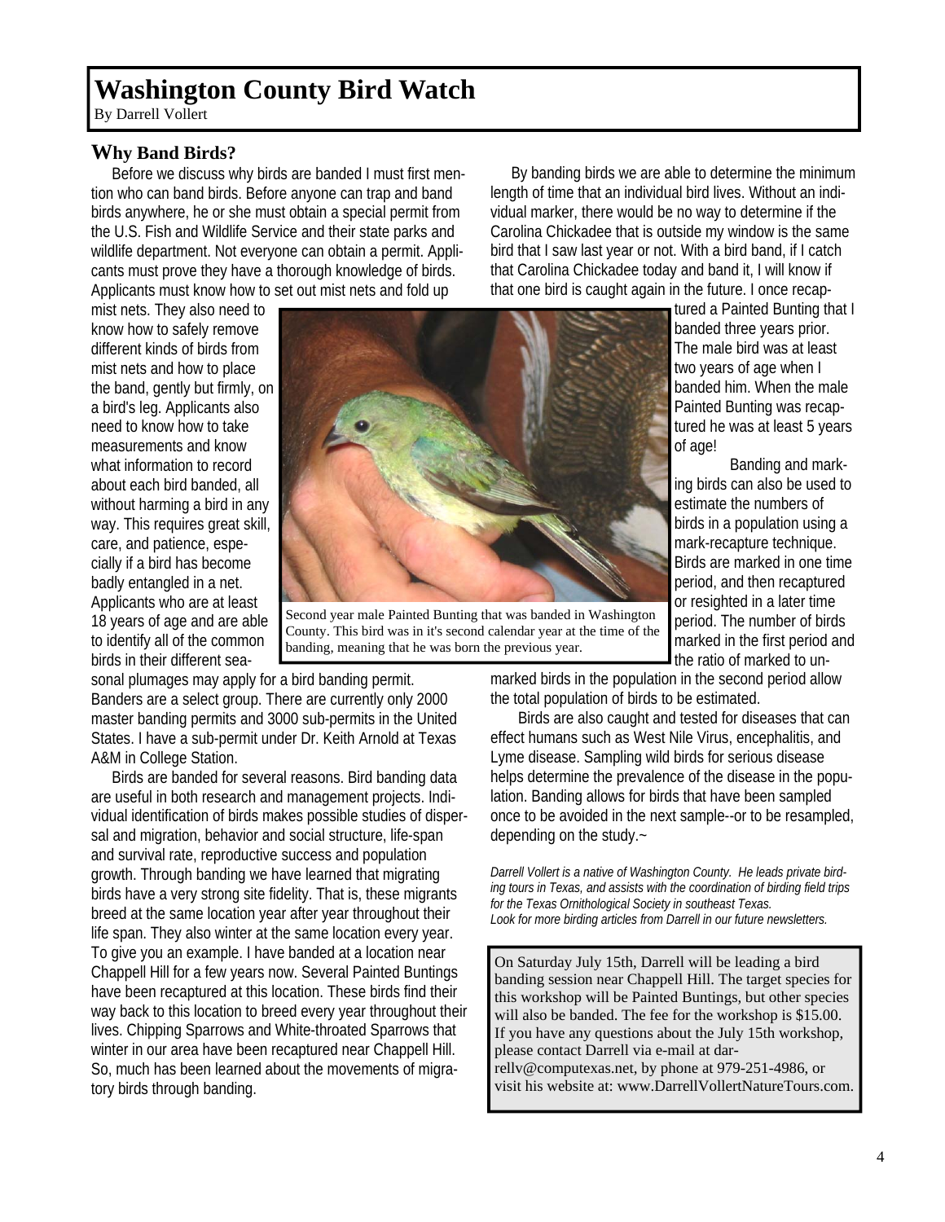# Washington County Bird Watch

By Darrell Vollert

## Why Band Birds?

Before we discuss why birds are banded I must first mention who can band birds. Before anyone can trap and band birds anywhere, he or she must obtain a special permit from the U.S. Fish and Wildlife Service and their state parks and wildlife department. Not everyone can obtain a permit. Applicants must prove they have a thorough knowledge of birds. Applicants must know how to set out mist nets and fold up mist nets. They also need to know how to safely remove different kinds of birds from mist nets and how to place the band, gently but firmly, on a bird's leg. Applicants also need to know how to take measurements and know what information to record about each bird banded, all without harming a bird in any way. This requires great skill, care, and patience, especially if a bird has become badly entangled in a net. Applicants who are at least 18 years of age and are able to identify all of the common birds in their different seasonal plumages may apply for a bird banding permit. Banders are a select group. There are currently only 2000 master banding permits and 3000 sub-permits in the United States. I have a sub-permit under Dr. Keith Arnold at Texas A&M in College Station.

Second year male Painted Bunting that was banded in Washington County. This bird was in it's second calendar year at the time of the banding, meaning that he was born the previous year.

Birds are banded for several reasons. Bird banding data are useful in both research and management projects. Individual identification of birds makes possible studies of dispersal and migration, behavior and social structure, life-span and survival rate, reproductive success and population growth. Through banding we have learned that migrating birds have a very strong site fidelity. That is, these migrants breed at the same location year after year throughout their life span. They also winter at the same location every year. To give you an example. I have banded at a location near Chappell Hill for a few years now. Several Painted Buntings have been recaptured at this location. These birds find their way back to this location to breed every year throughout their lives. Chipping Sparrows and White-throated Sparrows that winter in our area have been recaptured near Chappell Hill. So, much has been learned about the movements of migratory birds through banding.

By banding birds we are able to determine the minimum length of time that an individual bird lives. Without an individual marker, there would be no way to determine if the Carolina Chickadee that is outside my window is the same bird that I saw last year or not. With a bird band, if I catch that Carolina Chickadee today and band it, I will know if that one bird is caught again in the future. I once recaptured a Painted Bunting that I banded three years prior. The male bird was at least two years of age when I banded him. When the male Painted Bunting was recaptured he was at least 5 years of age!

Banding and marking birds can also be used to estimate the numbers of birds in a population using a mark-recapture technique. Birds are marked in one time period, and then recaptured or resighted in a later time period. The number of birds marked in the first period and the ratio of marked to unmarked birds in the population in the second period allow the total population of birds to be estimated.

Birds are also caught and tested for diseases that can effect humans such as West Nile Virus, encephalitis, and Lyme disease. Sampling wild birds for serious disease helps determine the prevalence of the disease in the population. Banding allows for birds that have been sampled once to be avoided in the next sample--or to be resampled, depending on the study.~

*Darrell Vollert is a native of Washington County. He leads private birding tours in Texas, and assists with the coordination of birding field trips for the Texas Ornithological Society in southeast Texas.*
*Look for more birding articles from Darrell in our future newsletters.*

On Saturday July 15th, Darrell will be leading a bird banding session near Chappell Hill. The target species for this workshop will be Painted Buntings, but other species will also be banded. The fee for the workshop is $15.00. If you have any questions about the July 15th workshop, please contact Darrell via e-mail at darrellv@computexas.net, by phone at 979-251-4986, or visit his website at: www.DarrellVollertNatureTours.com.